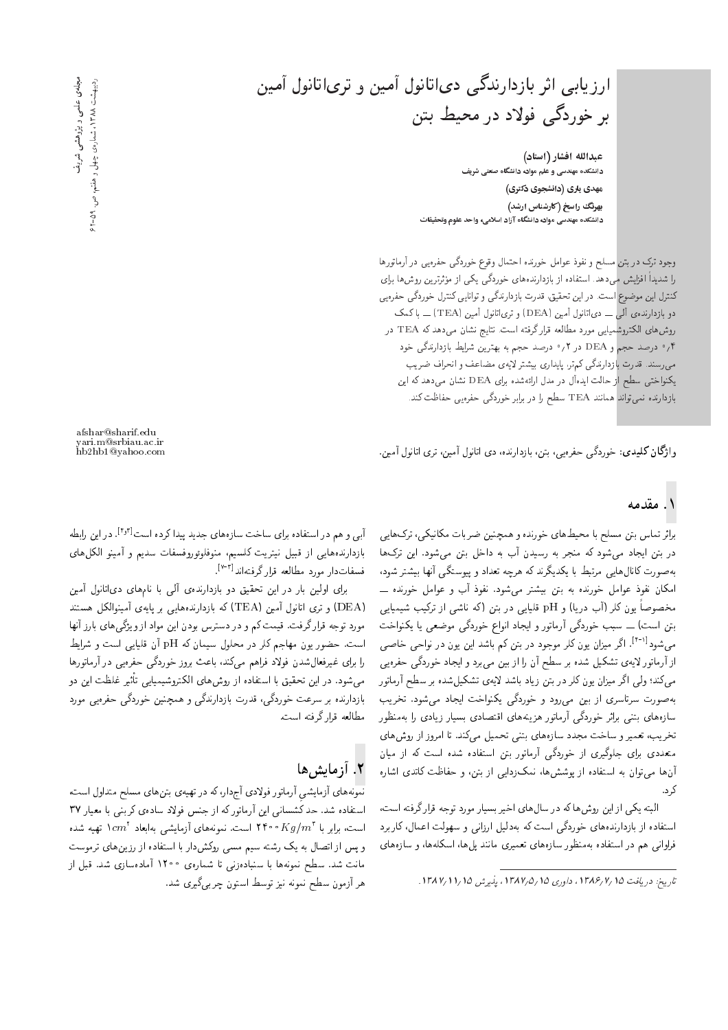# ارزیابی اثر بازدارندگی دی‌اتانول آمین و تری‌اتانول آمین بر خوردگی فولاد در محیط بتن

**عبدالله افشار (استاد)**
دانشکده مهندسی و علم مواد، دانشگاه صنعتی شریف

**مهدی یاری (دانشجوی دکتری)**

**بهرنگ راسخ (کارشناس ارشد)**
دانشکده مهندسی مواد، دانشگاه آزاد اسلامی، واحد علوم وتحقیقات

afshar@sharif.edu
yari.m@srbiau.ac.ir
hb2hb1@yahoo.com

وجود ترک در بتن مسلح و نفوذ عوامل خورنده احتمال وقوع خوردگی حفره‌یی در آرماتورها را شدیداً افزایش می‌دهد. استفاده از بازدارنده‌های خوردگی یکی از مؤثرترین روش‌ها برای کنترل این موضوع است. در این تحقیق، قدرت بازدارندگی و توانایی کنترل خوردگی حفره‌یی دو بازدارنده‌ی آلی ــ دی‌اتانول آمین (DEA) و تری‌اتانول آمین (TEA) ــ با کمک روش‌های الکتروشیمیایی مورد مطالعه قرار گرفته است. نتایج نشان می‌دهد که TEA در ۰٫۴ درصد حجم و DEA در ۰٫۲ درصد حجم به بهترین شرایط بازدارندگی خود می‌رسند. قدرت بازدارندگی کم‌تر، پایداری بیشتر لایه‌ی مضاعف و انحراف ضریب یکنواختی سطح از حالت ایده‌آل در مدل ارائه‌شده برای DEA نشان می‌دهد که این بازدارنده نمی‌تواند همانند TEA سطح را در برابر خوردگی حفره‌یی حفاظت کند.

**واژگان کلیدی:** خوردگی حفره‌یی، بتن، بازدارنده، دی اتانول آمین، تری اتانول آمین.

## ۱. مقدمه

براثر تماس بتن مسلح با محیط‌های خورنده و همچنین ضربات مکانیکی، ترک‌هایی در بتن ایجاد می‌شود که منجر به رسیدن آب به داخل بتن می‌شود. این ترک‌ها به‌صورت کانال‌هایی مرتبط با یکدیگرند که هرچه تعداد و پیوستگی آنها بیشتر شود، امکان نفوذ عوامل خورنده به بتن بیشتر می‌شود. نفوذ آب و عوامل خورنده ــ مخصوصاً یون کلر (آب دریا) و pH قلیایی در بتن (که ناشی از ترکیب شیمیایی بتن است) ــ سبب خوردگی آرماتور و ایجاد انواع خوردگی موضعی یا یکنواخت می‌شود[۱-۲]. اگر میزان یون کلر موجود در بتن کم باشد این یون در نواحی خاصی از آرماتور لایه‌ی تشکیل شده بر سطح آن را از بین می‌برد و ایجاد خوردگی حفره‌یی می‌کند؛ ولی اگر میزان یون کلر در بتن زیاد باشد لایه‌ی تشکیل‌شده بر سطح آرماتور به‌صورت سرتاسری از بین می‌رود و خوردگی یکنواخت ایجاد می‌شود. تخریب سازه‌های بتنی براثر خوردگی آرماتور هزینه‌های اقتصادی بسیار زیادی را به‌منظور تخریب، تعمیر و ساخت مجدد سازه‌های بتنی تحمیل می‌کند. تا امروز از روش‌های متعددی برای جلوگیری از خوردگی آرماتور بتن استفاده شده است که از میان آنها می‌توان به استفاده از پوشش‌ها، نمک‌زدایی از بتن، و حفاظت کاتدی اشاره کرد.

البته یکی از این روش‌ها که در سال‌های اخیر بسیار مورد توجه قرارگرفته است، استفاده از بازدارنده‌های خوردگی است که به‌دلیل ارزانی و سهولت اعمال، کاربرد فراوانی هم در استفاده به‌منظور سازه‌های تعمیری مانند پل‌ها، اسکله‌ها، و سازه‌های آبی و هم در استفاده برای ساخت سازه‌های جدید پیدا کرده است[۲و۳]. در این رابطه بازدارنده‌هایی از قبیل نیتریت کلسیم، منوفلوئوروفسفات سدیم و آمینو الکل‌های فسفات‌دار مورد مطالعه قرار گرفته‌اند[۳-۷].

برای اولین بار در این تحقیق دو بازدارنده‌ی آلی با نام‌های دی‌اتانول آمین (DEA) و تری اتانول آمین (TEA) که بازدارنده‌هایی بر پایه‌ی آمینوالکل هستند مورد توجه قرار گرفت. قیمت کم و در دسترس بودن این مواد از ویژگی‌های بارز آنها است. حضور یون مهاجم کلر در محلول سیمان که pH آن قلیایی است و شرایط را برای غیرفعال‌شدن فولاد فراهم می‌کند، باعث بروز خوردگی حفره‌یی در آرماتورها می‌شود. در این تحقیق با استفاده از روش‌های الکتروشیمیایی تأثیر غلظت این دو بازدارنده بر سرعت خوردگی، قدرت بازدارندگی و همچنین خوردگی حفره‌یی مورد مطالعه قرار گرفته است.

## ۲. آزمایش‌ها

نمونه‌های آزمایشی آرماتور فولادی آجدار، که در تهیه‌ی بتن‌های مسلح متداول است، استفاده شد. حد کشسانی این آرماتور که از جنس فولاد ساده‌ی کربنی با معیار ۳۷ است، برابر با ۲۴۰۰ $Kg/m^2$ است. نمونه‌های آزمایشی به‌ابعاد ۱ $cm^2$ تهیه شده و پس از اتصال به یک رشته سیم مسی روکش‌دار با استفاده از رزین‌های ترموست مانت شد. سطح نمونه‌ها با سنباده‌زنی تا شماره‌ی ۱۲۰۰ آماده‌سازی شد. قبل از هر آزمون سطح نمونه نیز توسط استون چربی‌گیری شد.

تاریخ: دریافت ۱۳۸۶/۷/۱۵، داوری ۱۳۸۷/۵/۱۵، پذیرش ۱۳۸۷/۱۱/۱۵.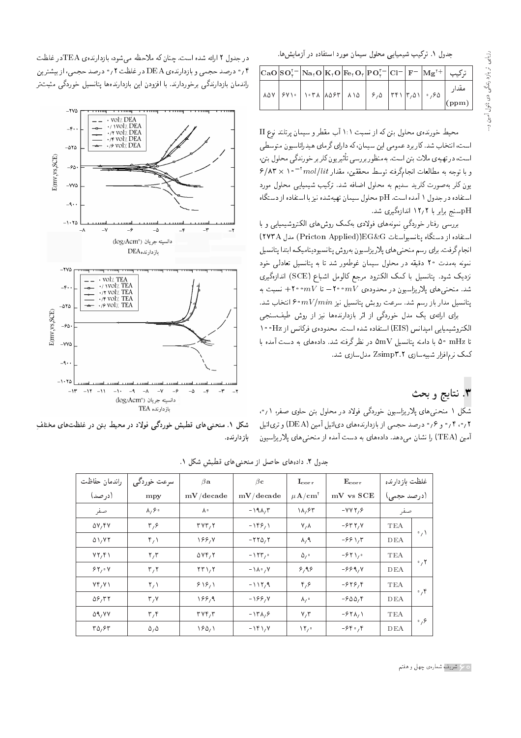جدول ۱. ترکیب شیمیایی محلول سیمان مورد استفاده در آزمایش‌ها.

| ترکیب | $Mg^{2+}$ | $F^-$ | $Cl^-$ | $PO_4^{3-}$ | $Fe_2O_3$ | $K_2O$ | $Na_2O$ | $SO_4^{2-}$ | CaO |
|---|---|---|---|---|---|---|---|---|---|
| مقدار (ppm) | ۰٫۶۵ | ۳٫۵۱ | ۳۴۱ | ۶٫۵ | ۸۱۵ | ۸۵۶۳ | ۱۰۳۸ | ۶۷۱۰ | ۸۵۷ |

محیط خورنده‌ی محلول بتن که از نسبت ۱:۱ آب مقطر و سیمان پرتلند نوع II است، انتخاب شد. کاربرد عمومی این سیمان، که دارای گرمای هیدراتاسیون متوسطی است، در تهیه‌ی ملات بتن است. به‌منظور بررسی تأثیر یون کلر بر خورندگی محلول بتن، و با توجه به مطالعات انجام‌گرفته توسط محققین، مقدار $6/83 \times 10^{-2} mol/lit$ یون کلر به‌صورت کلرید سدیم به محلول اضافه شد. ترکیب شیمیایی محلول مورد استفاده در جدول ۱ آمده است. pH محلول سیمان تهیه‌شده نیز با استفاده از دستگاه pHسنج برابر با ۱۲٫۲ اندازه‌گیری شد.

بررسی رفتار خوردگیِ نمونه‌های فولادی به‌کمک روش‌های الکتروشیمیایی و با استفاده از دستگاه پتانسیواستات EG&G(Pricton Applied)) مدل ۲۷۳A) انجام گرفت. برای رسم منحنی‌های پلاریزاسیون به‌روش پتانسیودینامیک ابتدا پتانسیل نمونه به‌مدت ۲۰ دقیقه در محلول سیمان غوطه‌ور شد تا به پتانسیل تعادلی خود نزدیک شود. پتانسیل با کمک الکترود مرجع کالومل اشباع (SCE) اندازه‌گیری شد. منحنی‌های پلاریزاسیون در محدوده‌ی $-200 mV$ تا $+200 mV$ نسبت به پتانسیل مدار باز رسم شد. سرعت روبش پتانسیل نیز $60 mV/min$ انتخاب شد.

برای ارائه‌ی یک مدل خوردگی از اثر بازدارنده‌ها نیز از روش طیف‌سنجی الکتروشیمیایی امپدانس (EIS) استفاده شده است. محدوده‌ی فرکانس از 100Hz تا 50 mHz با دامنه پتانسیل 5mV در نظر گرفته شد. داده‌های به دست آمده با کمک نرم‌افزار شبیه‌سازی Zsimp۳٫۲ مدل‌سازی شد.

## ۳. نتایج و بحث

شکل ۱ منحنی‌های پلاریزاسیون خوردگی فولاد در محلول بتن حاوی صفر، ۰٫۱، ۰٫۲، ۰٫۴ و ۰٫۶ درصد حجمی از بازدارنده‌های دی‌اتیل آمین (DEA) و تری‌اتیل آمین (TEA) را نشان می‌دهد. داده‌های به دست آمده از منحنی‌های پلاریزاسیون در جدول ۲ ارائه شده است. چنان که ملاحظه می‌شود، بازدارنده‌ی TEAدر غلظت ۰٫۴ درصد حجمی و بازدارنده‌ی DEA در غلظت ۰٫۲ درصد حجمی، از بیشترین راندمان بازدارندگی برخوردارند. با افزودن این بازدارنده‌ها پتانسیل خوردگی مثبت‌تر

شکل ۱. منحنی‌های قطبش خوردگی فولاد در محیط بتن در غلظت‌های مختلفِ بازدارنده.

جدول ۲. داده‌های حاصل از منحنی‌های قطبش شکل ۱.

| غلظت بازدارنده (درصد حجمی) | | $E_{corr}$ mV vs SCE | $I_{corr}$ $\mu A/cm^2$ | $\beta c$ mV/decade | $\beta a$ mV/decade | سرعت خوردگی mpy | راندمان حفاظت (درصد) |
|---|---|---|---|---|---|---|---|
| صفر | | -۷۷۲٫۶ | ۱۸٫۶۳ | -۱۹۸٫۳ | ۸۰ | ۸٫۶۰ | صفر |
| ۰٫۱ | TEA | -۶۳۲٫۷ | ۷٫۸ | -۱۴۶٫۱ | ۳۷۳٫۲ | ۳٫۶ | ۵۷٫۴۷ |
| | DEA | -۶۶۱٫۳ | ۸٫۹ | -۲۲۵٫۲ | ۱۶۶٫۷ | ۴٫۱ | ۵۱٫۷۲ |
| ۰٫۲ | TEA | -۶۲۱٫۰ | ۵٫۰ | -۱۲۳٫۰ | ۵۷۴٫۲ | ۲٫۳ | ۷۲٫۴۱ |
| | DEA | -۶۶۹٫۷ | ۶٫۹۶ | -۱۸۰٫۷ | ۲۳۱٫۲ | ۳٫۲ | ۶۲٫۰۷ |
| ۰٫۴ | TEA | -۶۲۶٫۴ | ۴٫۶ | -۱۱۲٫۹ | ۶۱۶٫۱ | ۲٫۱ | ۷۴٫۷۱ |
| | DEA | -۶۵۵٫۴ | ۸٫۰ | -۱۶۶٫۷ | ۱۶۶٫۹ | ۳٫۷ | ۵۶٫۳۲ |
| ۰٫۶ | TEA | -۶۲۸٫۱ | ۷٫۳ | -۱۳۸٫۶ | ۳۷۴٫۳ | ۳٫۴ | ۵۹٫۷۷ |
| | DEA | -۶۴۰٫۴ | ۱۲٫۰ | -۱۴۱٫۷ | ۱۶۵٫۱ | ۵٫۵ | ۳۵٫۶۳ |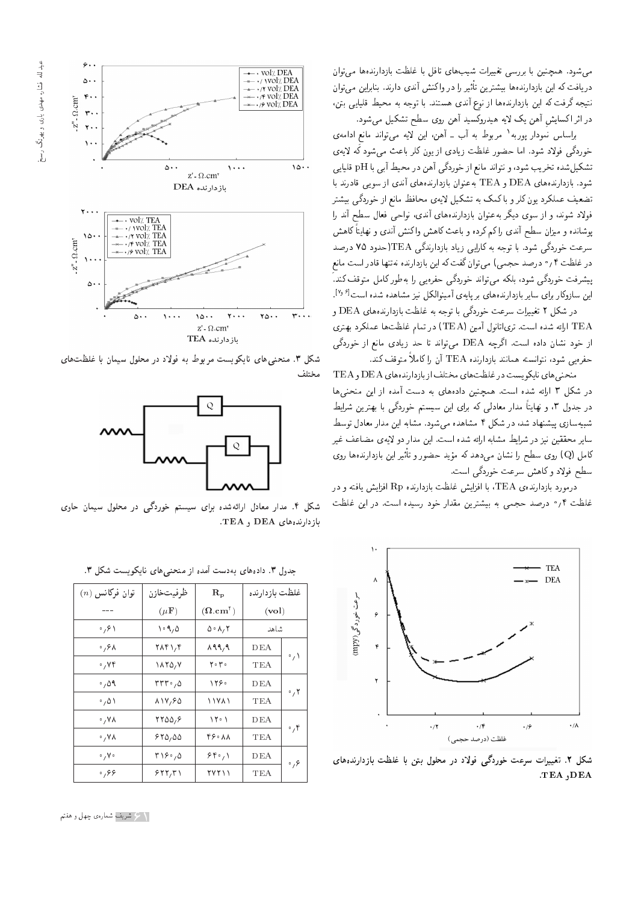می‌شود. همچنین با بررسی تغییرات شیب‌های تافل با غلظت بازدارنده‌ها می‌توان دریافت که این بازدارنده‌ها بیشترین تأثیر را در واکنش آندی دارند. بنابراین می‌توان نتیجه گرفت که این بازدارنده‌ها از نوع آندی هستند. با توجه به محیط قلیایی بتن، در اثر اکسایش آهن یک لایه هیدروکسید آهن روی سطح تشکیل می‌شود.

براساس نمودار پوربه[۱] مربوط به آب ـ آهن، این لایه می‌تواند مانع ادامه‌ی خوردگی فولاد شود. اما حضور غلظت زیادی از یون کلر باعث می‌شود که لایه‌ی تشکیل‌شده تخریب شود، و نتواند مانع از خوردگی آهن در محیط آبی با pH قلیایی شود. بازدارنده‌های DEA و TEA به‌عنوان بازدارنده‌های آندی از سویی قادرند با تضعیف عملکرد یون کلر و با کمک به تشکیل لایه‌ی محافظ مانع از خوردگی بیشتر فولاد شوند، و از سوی دیگر به‌عنوان بازدارنده‌های آندی، نواحی فعال سطح آند را پوشانده و میزان سطح آندی را کم کرده و باعث کاهش واکنش آندی و نهایتاً کاهش سرعت خوردگی شود. با توجه به کارایی زیاد بازدارندگی TEA (حدود ۷۵ درصد در غلظت ۰٫۴ درصد حجمی) می‌توان گفت که این بازدارنده نه‌تنها قادر است مانع پیشرفت خوردگی شود، بلکه می‌تواند خوردگی حفره‌یی را به‌طور کامل متوقف کند. این سازوکار برای سایر بازدارنده‌های بر پایه‌ی آمینوالکل نیز مشاهده شده است[۶و۷].

در شکل ۲ تغییرات سرعت خوردگی با توجه به غلظت بازدارنده‌های DEA و TEA ارائه شده است. تری‌اتانول آمین (TEA) در تمام غلظت‌ها عملکرد بهتری از خود نشان داده است. اگرچه DEA می‌تواند تا حد زیادی مانع از خوردگی حفره‌یی شود، نتوانسته همانند بازدارنده TEA آن را کاملاً متوقف کند.

منحنی‌های نایکویست در غلظت‌های مختلف از بازدارنده‌های DEA و TEA در شکل ۳ ارائه شده است. همچنین داده‌های به دست آمده از این منحنی‌ها در جدول ۳، و نهایتاً مدار معادلی که برای این سیستم خوردگی با بهترین شرایط شبیه‌سازی پیشنهاد شد، در شکل ۴ مشاهده می‌شود. مشابه این مدار معادل توسط سایر محققین نیز در شرایط مشابه ارائه شده است. این مدار دو لایه‌ی مضاعف غیر کامل (Q) روی سطح را نشان می‌دهد که مؤید حضور و تأثیر این بازدارنده‌ها روی سطح فولاد و کاهش سرعت خوردگی است.

درمورد بازدارنده‌ی TEA، با افزایش غلظت بازدارنده Rp افزایش یافته و در غلظت ۰٫۴ درصد حجمی به بیشترین مقدار خود رسیده است. در این غلظت

شکل ۲. تغییرات سرعت خوردگی فولاد در محلول بتن با غلظت بازدارنده‌های DEA و TEA.

شکل ۳. منحنی‌های نایکویست مربوط به فولاد در محلول سیمان با غلظت‌های مختلف

شکل ۴. مدار معادل ارائه‌شده برای سیستم خوردگی در محلول سیمان حاوی بازدارنده‌های DEA و TEA.

جدول ۳. داده‌های به‌دست آمده از منحنی‌های نایکویست شکل ۳.

| غلظت بازدارنده (vol) | | $R_p$ ($\Omega.cm^2$) | ظرفیت‌خازن ($\mu F$) | توان فرکانس ($n$) --- |
|---|---|---|---|---|
| شاهد | | ۵۰۸٫۲ | ۱۰۹٫۵ | ۰٫۶۱ |
| ۰٫۱ | DEA | ۸۹۹٫۹ | ۲۸۴۱٫۴ | ۰٫۶۸ |
| | TEA | ۲۰۳۰ | ۱۸۲۵٫۷ | ۰٫۷۴ |
| ۰٫۲ | DEA | ۱۲۶۰ | ۳۳۳۰٫۵ | ۰٫۵۹ |
| | TEA | ۱۱۷۸۱ | ۸۱۷٫۶۵ | ۰٫۵۱ |
| ۰٫۴ | DEA | ۱۲۰۱ | ۲۲۵۵٫۶ | ۰٫۷۸ |
| | TEA | ۴۶۰۸۸ | ۶۲۵٫۵۵ | ۰٫۷۸ |
| ۰٫۶ | DEA | ۶۴۰٫۱ | ۳۱۶۰٫۵ | ۰٫۷۰ |
| | TEA | ۲۷۲۱۱ | ۶۲۲٫۳۱ | ۰٫۶۶ |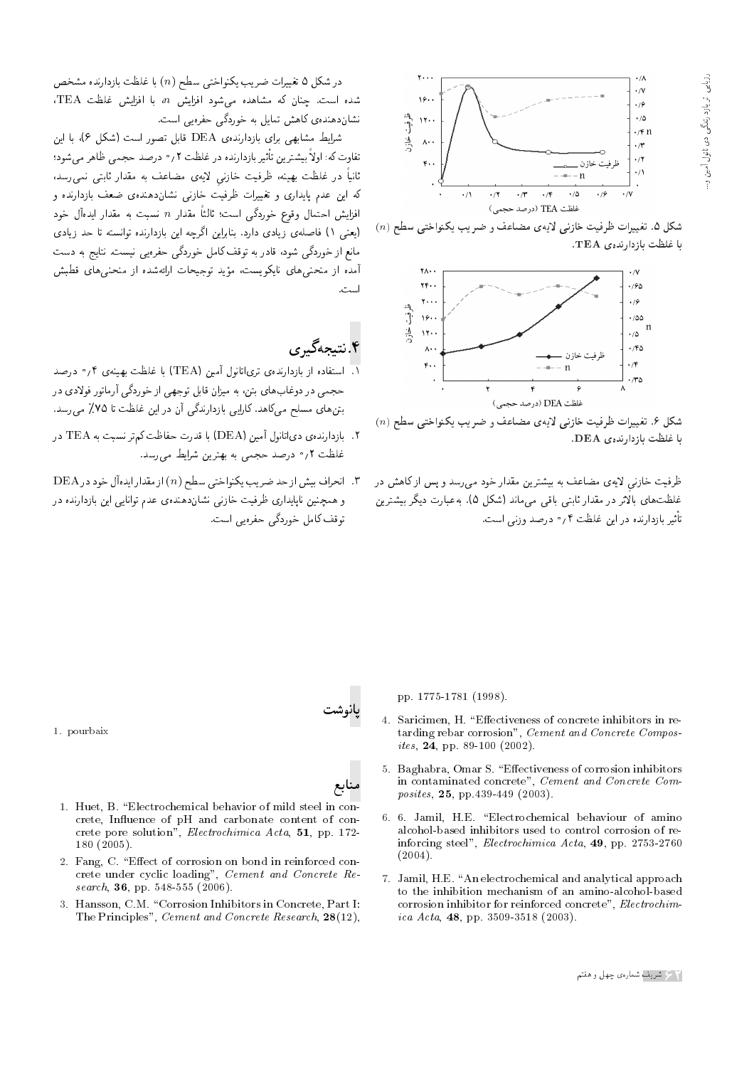ظرفیت خازنی لایه‌ی مضاعف به بیشترین مقدار خود می‌رسد و پس از کاهش در غلظت‌های بالاتر در مقدار ثابتی باقی می‌ماند (شکل ۵). به‌عبارت دیگر بیشترین تأثیر بازدارنده در این غلظت ۰/۴ درصد وزنی است.

ظرفیت خازن
n
غلظت TEA (درصد حجمی)
۰ ۰/۱ ۰/۲ ۰/۳ ۰/۴ ۰/۵ ۰/۶ ۰/۷
۰ ۴۰۰ ۸۰۰ ۱۲۰۰ ۱۶۰۰ ۲۰۰۰
۰/۱ ۰/۲ ۰/۳ ۰/۴ ۰/۵ ۰/۶ ۰/۷ ۰/۸

شکل ۵. تغییرات ظرفیت خازنی لایه‌ی مضاعف و ضریب یکنواختی سطح ($n$) با غلظت بازدارنده‌ی TEA.

ظرفیت خازن
n
غلظت DEA (درصد حجمی)
۰ ۲ ۴ ۶ ۸
۰ ۴۰۰ ۸۰۰ ۱۲۰۰ ۱۶۰۰ ۲۰۰۰ ۲۴۰۰ ۲۸۰۰
۰/۳۵ ۰/۴ ۰/۴۵ ۰/۵ ۰/۵۵ ۰/۶ ۰/۶۵ ۰/۷

شکل ۶. تغییرات ظرفیت خازنی لایه‌ی مضاعف و ضریب یکنواختی سطح ($n$) با غلظت بازدارنده‌ی DEA.

در شکل ۵ تغییرات ضریب یکنواختی سطح ($n$) با غلظت بازدارنده مشخص شده است. چنان که مشاهده می‌شود افزایش $n$ با افزایش غلظت TEA، نشان‌دهنده‌ی کاهش تمایل به خوردگی حفره‌یی است.

شرایط مشابهی برای بازدارنده‌ی DEA قابل تصور است (شکل ۶)، با این تفاوت که: اولاً بیشترین تأثیر بازدارنده در غلظت ۰/۲ درصد حجمی ظاهر می‌شود؛ ثانیاً در غلظت بهینه، ظرفیت خازنی لایه‌ی مضاعف به مقدار ثابتی نمی‌رسد، که این عدم پایداری و تغییرات ظرفیت خازنی نشان‌دهنده‌ی ضعف بازدارنده و افزایش احتمال وقوع خوردگی است؛ ثالثاً مقدار $n$ نسبت به مقدار ایده‌آل خود (یعنی ۱) فاصله‌ی زیادی دارد. بنابراین اگرچه این بازدارنده توانسته تا حد زیادی مانع از خوردگی حفره‌یی شود، قادر به توقف کامل خوردگی حفره‌یی نیست. نتایج به دست آمده از منحنی‌های نایکویست، مؤید توجیحات ارائه‌شده از منحنی‌های قطبش است.

## ۴. نتیجه‌گیری

۱. استفاده از بازدارنده‌ی تری‌اتانول آمین (TEA) با غلظت بهینه‌ی ۰/۴ درصد حجمی در دوغاب‌های بتن، به میزان قابل توجهی از خوردگی آرماتور فولادی در بتن‌های مسلح می‌کاهد. کارایی بازدارندگی آن در این غلظت تا ۷۵٪ می‌رسد.

۲. بازدارنده‌ی دی‌اتانول آمین (DEA) با قدرت حفاظت کم‌تر نسبت به TEA در غلظت ۰/۲ درصد حجمی به بهترین شرایط می‌رسد.

۳. انحراف بیش از حد ضریب یکنواختی سطح ($n$) از مقدار ایده‌آل خود در DEA و همچنین ناپایداری ظرفیت خازنی نشان‌دهنده‌ی عدم توانایی این بازدارنده در توقف کامل خوردگی حفره‌یی است.

## پانوشت

1. pourbaix

## منابع

1. Huet, B. "Electrochemical behavior of mild steel in concrete, Influence of pH and carbonate content of concrete pore solution", *Electrochimica Acta*, **51**, pp. 172-180 (2005).
2. Fang, C. "Effect of corrosion on bond in reinforced concrete under cyclic loading", *Cement and Concrete Research*, **36**, pp. 548-555 (2006).
3. Hansson, C.M. "Corrosion Inhibitors in Concrete, Part I: The Principles", *Cement and Concrete Research*, **28**(12), pp. 1775-1781 (1998).
4. Saricimen, H. "Effectiveness of concrete inhibitors in retarding rebar corrosion", *Cement and Concrete Composites*, **24**, pp. 89-100 (2002).
5. Baghabra, Omar S. "Effectiveness of corrosion inhibitors in contaminated concrete", *Cement and Concrete Composites*, **25**, pp.439-449 (2003).
6. 6. Jamil, H.E. "Electrochemical behaviour of amino alcohol-based inhibitors used to control corrosion of reinforcing steel", *Electrochimica Acta*, **49**, pp. 2753-2760 (2004).
7. Jamil, H.E. "An electrochemical and analytical approach to the inhibition mechanism of an amino-alcohol-based corrosion inhibitor for reinforced concrete", *Electrochimica Acta*, **48**, pp. 3509-3518 (2003).